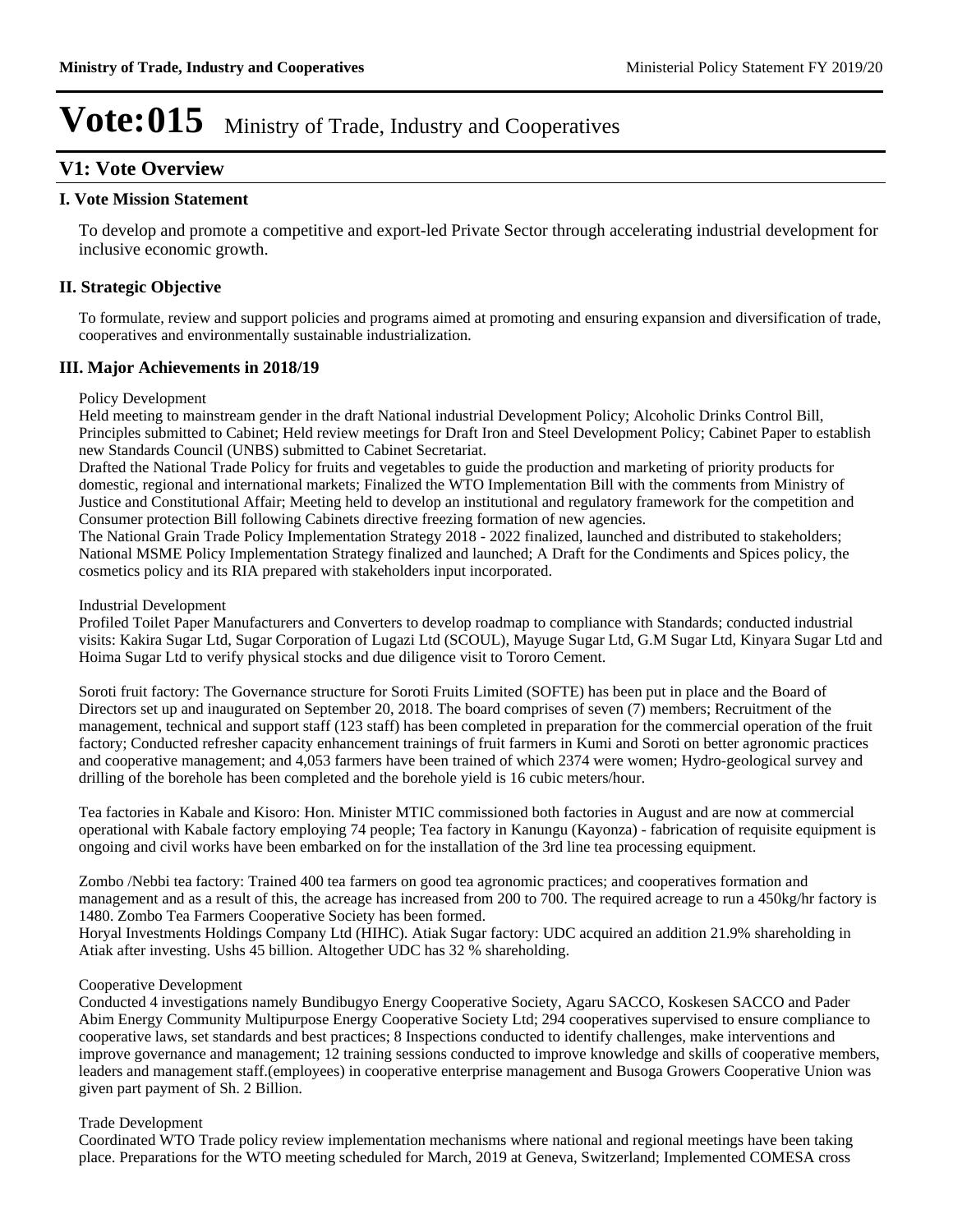# Vote:015 Ministry of Trade, Industry and Cooperatives

## V1: Vote Overview

### I. Vote Mission Statement

To develop and promote a competitive and export-led Private Sector through accelerating industrial development for inclusive economic growth.

### II. Strategic Objective

To formulate, review and support policies and programs aimed at promoting and ensuring expansion and diversification of trade, cooperatives and environmentally sustainable industrialization.

### III. Major Achievements in 2018/19

Policy Development

Held meeting to mainstream gender in the draft National industrial Development Policy; Alcoholic Drinks Control Bill, Principles submitted to Cabinet; Held review meetings for Draft Iron and Steel Development Policy; Cabinet Paper to establish new Standards Council (UNBS) submitted to Cabinet Secretariat.

Drafted the National Trade Policy for fruits and vegetables to guide the production and marketing of priority products for domestic, regional and international markets; Finalized the WTO Implementation Bill with the comments from Ministry of Justice and Constitutional Affair; Meeting held to develop an institutional and regulatory framework for the competition and Consumer protection Bill following Cabinets directive freezing formation of new agencies.

The National Grain Trade Policy Implementation Strategy 2018 - 2022 finalized, launched and distributed to stakeholders; National MSME Policy Implementation Strategy finalized and launched; A Draft for the Condiments and Spices policy, the cosmetics policy and its RIA prepared with stakeholders input incorporated.

Industrial Development

Profiled Toilet Paper Manufacturers and Converters to develop roadmap to compliance with Standards; conducted industrial visits: Kakira Sugar Ltd, Sugar Corporation of Lugazi Ltd (SCOUL), Mayuge Sugar Ltd, G.M Sugar Ltd, Kinyara Sugar Ltd and Hoima Sugar Ltd to verify physical stocks and due diligence visit to Tororo Cement.

Soroti fruit factory: The Governance structure for Soroti Fruits Limited (SOFTE) has been put in place and the Board of Directors set up and inaugurated on September 20, 2018. The board comprises of seven (7) members; Recruitment of the management, technical and support staff (123 staff) has been completed in preparation for the commercial operation of the fruit factory; Conducted refresher capacity enhancement trainings of fruit farmers in Kumi and Soroti on better agronomic practices and cooperative management; and 4,053 farmers have been trained of which 2374 were women; Hydro-geological survey and drilling of the borehole has been completed and the borehole yield is 16 cubic meters/hour.

Tea factories in Kabale and Kisoro: Hon. Minister MTIC commissioned both factories in August and are now at commercial operational with Kabale factory employing 74 people; Tea factory in Kanungu (Kayonza) - fabrication of requisite equipment is ongoing and civil works have been embarked on for the installation of the 3rd line tea processing equipment.

Zombo /Nebbi tea factory: Trained 400 tea farmers on good tea agronomic practices; and cooperatives formation and management and as a result of this, the acreage has increased from 200 to 700. The required acreage to run a 450kg/hr factory is 1480. Zombo Tea Farmers Cooperative Society has been formed.

Horyal Investments Holdings Company Ltd (HIHC). Atiak Sugar factory: UDC acquired an addition 21.9% shareholding in Atiak after investing. Ushs 45 billion. Altogether UDC has 32 % shareholding.

Cooperative Development

Conducted 4 investigations namely Bundibugyo Energy Cooperative Society, Agaru SACCO, Koskesen SACCO and Pader Abim Energy Community Multipurpose Energy Cooperative Society Ltd; 294 cooperatives supervised to ensure compliance to cooperative laws, set standards and best practices; 8 Inspections conducted to identify challenges, make interventions and improve governance and management; 12 training sessions conducted to improve knowledge and skills of cooperative members, leaders and management staff.(employees) in cooperative enterprise management and Busoga Growers Cooperative Union was given part payment of Sh. 2 Billion.

Trade Development

Coordinated WTO Trade policy review implementation mechanisms where national and regional meetings have been taking place. Preparations for the WTO meeting scheduled for March, 2019 at Geneva, Switzerland; Implemented COMESA cross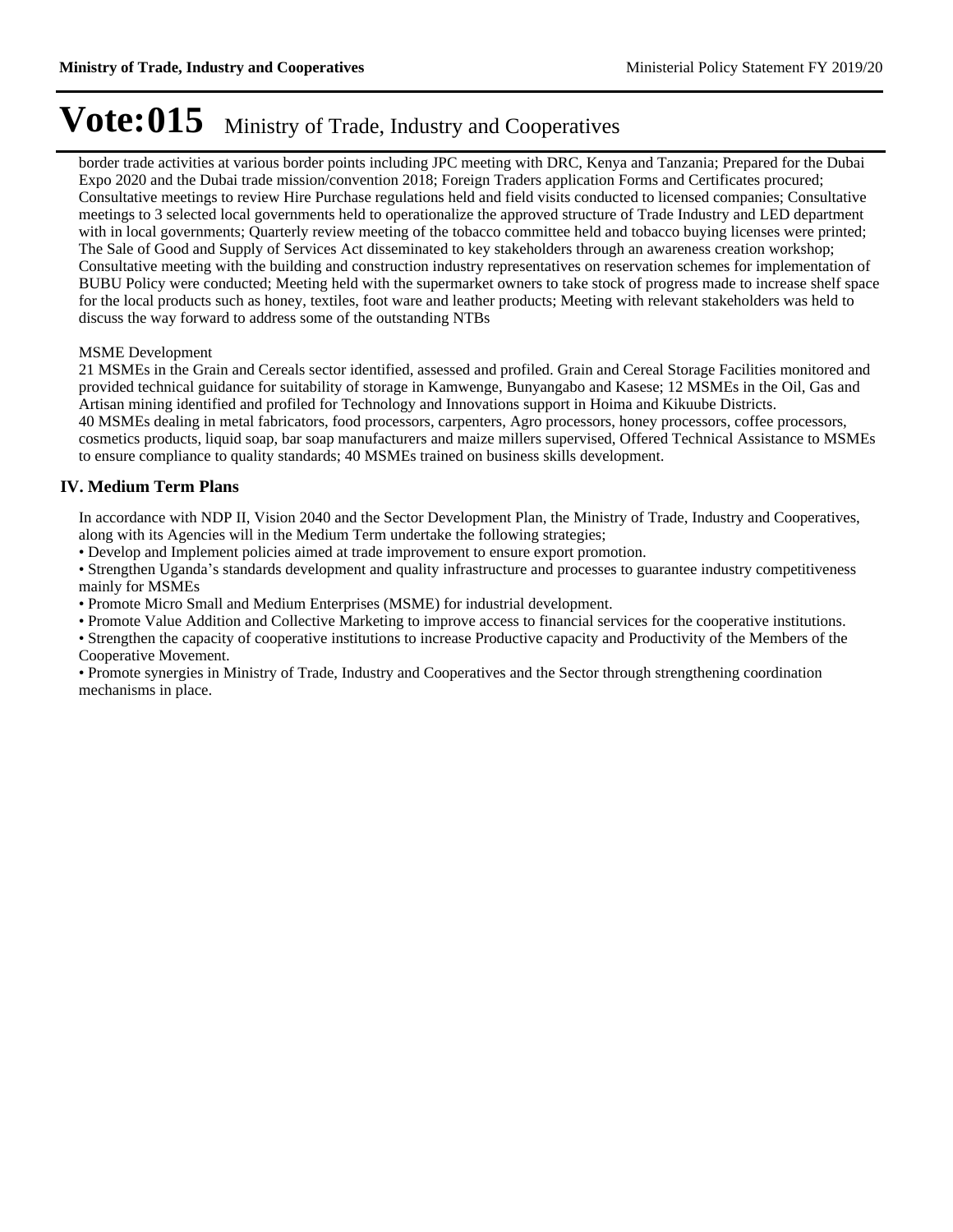# Vote:015 Ministry of Trade, Industry and Cooperatives

border trade activities at various border points including JPC meeting with DRC, Kenya and Tanzania; Prepared for the Dubai Expo 2020 and the Dubai trade mission/convention 2018; Foreign Traders application Forms and Certificates procured; Consultative meetings to review Hire Purchase regulations held and field visits conducted to licensed companies; Consultative meetings to 3 selected local governments held to operationalize the approved structure of Trade Industry and LED department with in local governments; Quarterly review meeting of the tobacco committee held and tobacco buying licenses were printed; The Sale of Good and Supply of Services Act disseminated to key stakeholders through an awareness creation workshop; Consultative meeting with the building and construction industry representatives on reservation schemes for implementation of BUBU Policy were conducted; Meeting held with the supermarket owners to take stock of progress made to increase shelf space for the local products such as honey, textiles, foot ware and leather products; Meeting with relevant stakeholders was held to discuss the way forward to address some of the outstanding NTBs

MSME Development
21 MSMEs in the Grain and Cereals sector identified, assessed and profiled. Grain and Cereal Storage Facilities monitored and provided technical guidance for suitability of storage in Kamwenge, Bunyangabo and Kasese; 12 MSMEs in the Oil, Gas and Artisan mining identified and profiled for Technology and Innovations support in Hoima and Kikuube Districts.
40 MSMEs dealing in metal fabricators, food processors, carpenters, Agro processors, honey processors, coffee processors, cosmetics products, liquid soap, bar soap manufacturers and maize millers supervised, Offered Technical Assistance to MSMEs to ensure compliance to quality standards; 40 MSMEs trained on business skills development.

## IV. Medium Term Plans

In accordance with NDP II, Vision 2040 and the Sector Development Plan, the Ministry of Trade, Industry and Cooperatives, along with its Agencies will in the Medium Term undertake the following strategies;

- Develop and Implement policies aimed at trade improvement to ensure export promotion.
- Strengthen Uganda's standards development and quality infrastructure and processes to guarantee industry competitiveness mainly for MSMEs
- Promote Micro Small and Medium Enterprises (MSME) for industrial development.
- Promote Value Addition and Collective Marketing to improve access to financial services for the cooperative institutions.
- Strengthen the capacity of cooperative institutions to increase Productive capacity and Productivity of the Members of the Cooperative Movement.
- Promote synergies in Ministry of Trade, Industry and Cooperatives and the Sector through strengthening coordination mechanisms in place.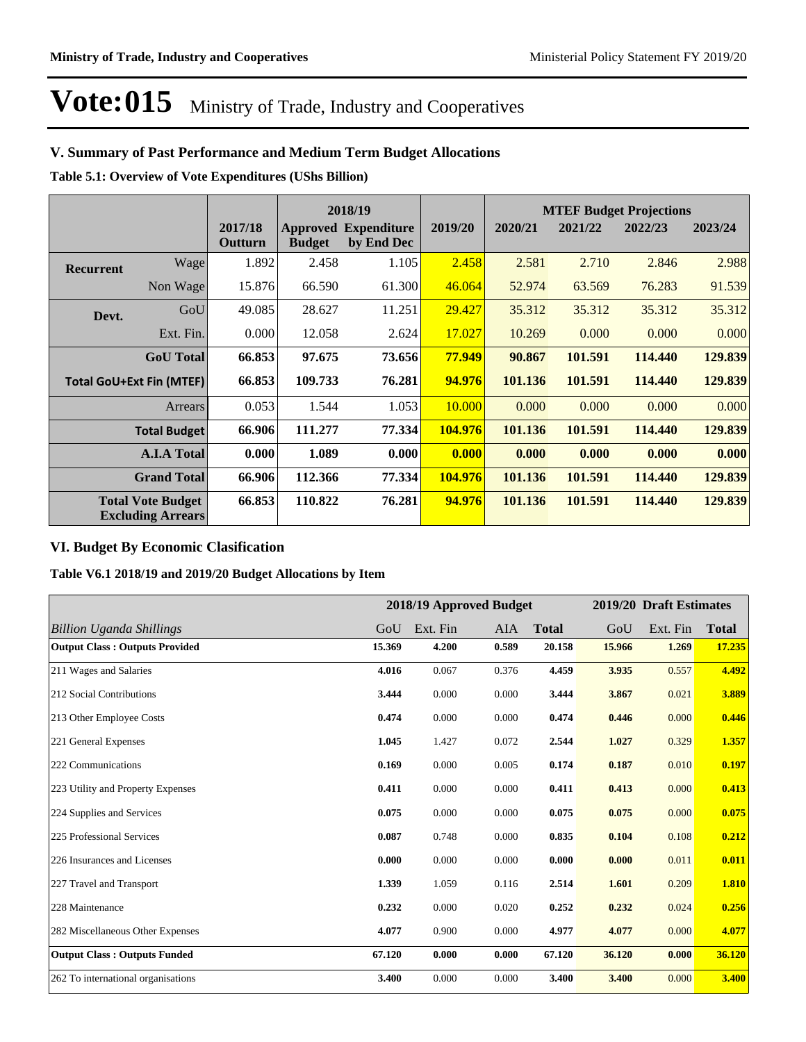# Vote:015 Ministry of Trade, Industry and Cooperatives

## V. Summary of Past Performance and Medium Term Budget Allocations

**Table 5.1: Overview of Vote Expenditures (UShs Billion)**

| | | | 2018/19 | | | MTEF Budget Projections | | | |
|---|---|---|---|---|---|---|---|---|---|
| | | 2017/18 Outturn | Approved Budget | Expenditure by End Dec | 2019/20 | 2020/21 | 2021/22 | 2022/23 | 2023/24 |
| **Recurrent** | Wage | 1.892 | 2.458 | 1.105 | 2.458 | 2.581 | 2.710 | 2.846 | 2.988 |
| | Non Wage | 15.876 | 66.590 | 61.300 | 46.064 | 52.974 | 63.569 | 76.283 | 91.539 |
| **Devt.** | GoU | 49.085 | 28.627 | 11.251 | 29.427 | 35.312 | 35.312 | 35.312 | 35.312 |
| | Ext. Fin. | 0.000 | 12.058 | 2.624 | 17.027 | 10.269 | 0.000 | 0.000 | 0.000 |
| | **GoU Total** | **66.853** | **97.675** | **73.656** | **77.949** | **90.867** | **101.591** | **114.440** | **129.839** |
| **Total GoU+Ext Fin (MTEF)** | | **66.853** | **109.733** | **76.281** | **94.976** | **101.136** | **101.591** | **114.440** | **129.839** |
| | Arrears | 0.053 | 1.544 | 1.053 | 10.000 | 0.000 | 0.000 | 0.000 | 0.000 |
| | **Total Budget** | **66.906** | **111.277** | **77.334** | **104.976** | **101.136** | **101.591** | **114.440** | **129.839** |
| | **A.I.A Total** | **0.000** | **1.089** | **0.000** | **0.000** | **0.000** | **0.000** | **0.000** | **0.000** |
| | **Grand Total** | **66.906** | **112.366** | **77.334** | **104.976** | **101.136** | **101.591** | **114.440** | **129.839** |
| | **Total Vote Budget Excluding Arrears** | **66.853** | **110.822** | **76.281** | **94.976** | **101.136** | **101.591** | **114.440** | **129.839** |

## VI. Budget By Economic Clasification

**Table V6.1 2018/19 and 2019/20 Budget Allocations by Item**

| | 2018/19 Approved Budget | | | | 2019/20 Draft Estimates | | |
|---|---|---|---|---|---|---|---|
| *Billion Uganda Shillings* | GoU | Ext. Fin | AIA | **Total** | GoU | Ext. Fin | **Total** |
| **Output Class : Outputs Provided** | **15.369** | **4.200** | **0.589** | **20.158** | **15.966** | **1.269** | **17.235** |
| 211 Wages and Salaries | **4.016** | 0.067 | 0.376 | **4.459** | **3.935** | 0.557 | **4.492** |
| 212 Social Contributions | **3.444** | 0.000 | 0.000 | **3.444** | **3.867** | 0.021 | **3.889** |
| 213 Other Employee Costs | **0.474** | 0.000 | 0.000 | **0.474** | **0.446** | 0.000 | **0.446** |
| 221 General Expenses | **1.045** | 1.427 | 0.072 | **2.544** | **1.027** | 0.329 | **1.357** |
| 222 Communications | **0.169** | 0.000 | 0.005 | **0.174** | **0.187** | 0.010 | **0.197** |
| 223 Utility and Property Expenses | **0.411** | 0.000 | 0.000 | **0.411** | **0.413** | 0.000 | **0.413** |
| 224 Supplies and Services | **0.075** | 0.000 | 0.000 | **0.075** | **0.075** | 0.000 | **0.075** |
| 225 Professional Services | **0.087** | 0.748 | 0.000 | **0.835** | **0.104** | 0.108 | **0.212** |
| 226 Insurances and Licenses | **0.000** | 0.000 | 0.000 | **0.000** | **0.000** | 0.011 | **0.011** |
| 227 Travel and Transport | **1.339** | 1.059 | 0.116 | **2.514** | **1.601** | 0.209 | **1.810** |
| 228 Maintenance | **0.232** | 0.000 | 0.020 | **0.252** | **0.232** | 0.024 | **0.256** |
| 282 Miscellaneous Other Expenses | **4.077** | 0.900 | 0.000 | **4.977** | **4.077** | 0.000 | **4.077** |
| **Output Class : Outputs Funded** | **67.120** | **0.000** | **0.000** | **67.120** | **36.120** | **0.000** | **36.120** |
| 262 To international organisations | **3.400** | 0.000 | 0.000 | **3.400** | **3.400** | 0.000 | **3.400** |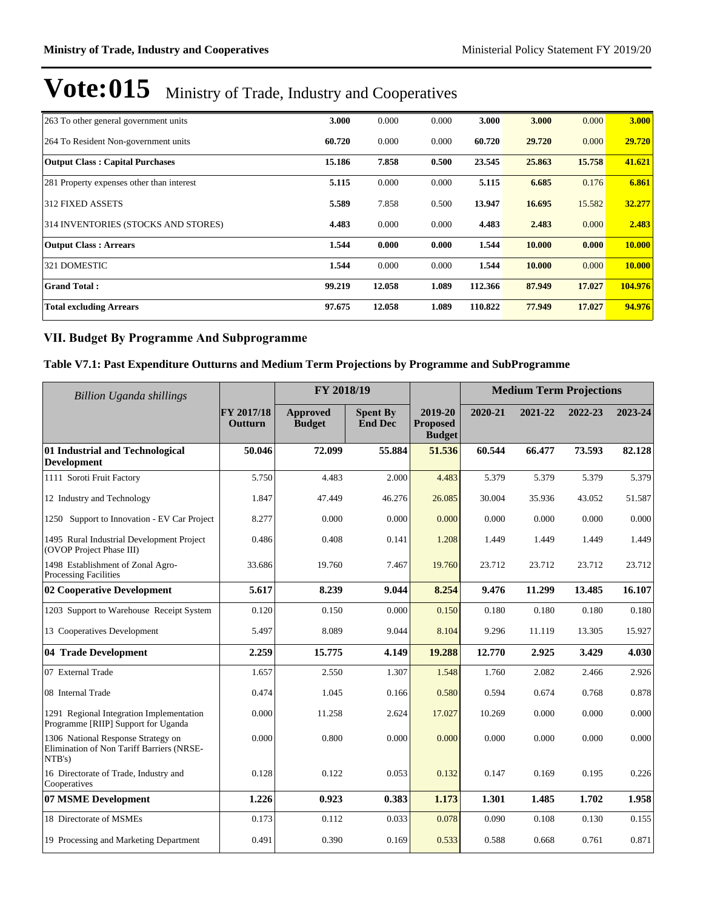# Vote:015 Ministry of Trade, Industry and Cooperatives

| | | | | | | | |
|---|---|---|---|---|---|---|---|
| 263 To other general government units | **3.000** | 0.000 | 0.000 | **3.000** | **3.000** | 0.000 | **3.000** |
| 264 To Resident Non-government units | **60.720** | 0.000 | 0.000 | **60.720** | **29.720** | 0.000 | **29.720** |
| **Output Class : Capital Purchases** | **15.186** | **7.858** | **0.500** | **23.545** | **25.863** | **15.758** | **41.621** |
| 281 Property expenses other than interest | **5.115** | 0.000 | 0.000 | **5.115** | **6.685** | 0.176 | **6.861** |
| 312 FIXED ASSETS | **5.589** | 7.858 | 0.500 | **13.947** | **16.695** | 15.582 | **32.277** |
| 314 INVENTORIES (STOCKS AND STORES) | **4.483** | 0.000 | 0.000 | **4.483** | **2.483** | 0.000 | **2.483** |
| **Output Class : Arrears** | **1.544** | **0.000** | **0.000** | **1.544** | **10.000** | **0.000** | **10.000** |
| 321 DOMESTIC | **1.544** | 0.000 | 0.000 | **1.544** | **10.000** | 0.000 | **10.000** |
| **Grand Total :** | **99.219** | **12.058** | **1.089** | **112.366** | **87.949** | **17.027** | **104.976** |
| **Total excluding Arrears** | **97.675** | **12.058** | **1.089** | **110.822** | **77.949** | **17.027** | **94.976** |

## VII. Budget By Programme And Subprogramme

### Table V7.1: Past Expenditure Outturns and Medium Term Projections by Programme and SubProgramme

| *Billion Uganda shillings* | | FY 2018/19 | | | Medium Term Projections | | | |
|---|---|---|---|---|---|---|---|---|
| | **FY 2017/18 Outturn** | **Approved Budget** | **Spent By End Dec** | **2019-20 Proposed Budget** | **2020-21** | **2021-22** | **2022-23** | **2023-24** |
| **01 Industrial and Technological Development** | **50.046** | **72.099** | **55.884** | **51.536** | **60.544** | **66.477** | **73.593** | **82.128** |
| 1111 Soroti Fruit Factory | 5.750 | 4.483 | 2.000 | 4.483 | 5.379 | 5.379 | 5.379 | 5.379 |
| 12 Industry and Technology | 1.847 | 47.449 | 46.276 | 26.085 | 30.004 | 35.936 | 43.052 | 51.587 |
| 1250 Support to Innovation - EV Car Project | 8.277 | 0.000 | 0.000 | 0.000 | 0.000 | 0.000 | 0.000 | 0.000 |
| 1495 Rural Industrial Development Project (OVOP Project Phase III) | 0.486 | 0.408 | 0.141 | 1.208 | 1.449 | 1.449 | 1.449 | 1.449 |
| 1498 Establishment of Zonal Agro-Processing Facilities | 33.686 | 19.760 | 7.467 | 19.760 | 23.712 | 23.712 | 23.712 | 23.712 |
| **02 Cooperative Development** | **5.617** | **8.239** | **9.044** | **8.254** | **9.476** | **11.299** | **13.485** | **16.107** |
| 1203 Support to Warehouse Receipt System | 0.120 | 0.150 | 0.000 | 0.150 | 0.180 | 0.180 | 0.180 | 0.180 |
| 13 Cooperatives Development | 5.497 | 8.089 | 9.044 | 8.104 | 9.296 | 11.119 | 13.305 | 15.927 |
| **04 Trade Development** | **2.259** | **15.775** | **4.149** | **19.288** | **12.770** | **2.925** | **3.429** | **4.030** |
| 07 External Trade | 1.657 | 2.550 | 1.307 | 1.548 | 1.760 | 2.082 | 2.466 | 2.926 |
| 08 Internal Trade | 0.474 | 1.045 | 0.166 | 0.580 | 0.594 | 0.674 | 0.768 | 0.878 |
| 1291 Regional Integration Implementation Programme [RIIP] Support for Uganda | 0.000 | 11.258 | 2.624 | 17.027 | 10.269 | 0.000 | 0.000 | 0.000 |
| 1306 National Response Strategy on Elimination of Non Tariff Barriers (NRSE-NTB's) | 0.000 | 0.800 | 0.000 | 0.000 | 0.000 | 0.000 | 0.000 | 0.000 |
| 16 Directorate of Trade, Industry and Cooperatives | 0.128 | 0.122 | 0.053 | 0.132 | 0.147 | 0.169 | 0.195 | 0.226 |
| **07 MSME Development** | **1.226** | **0.923** | **0.383** | **1.173** | **1.301** | **1.485** | **1.702** | **1.958** |
| 18 Directorate of MSMEs | 0.173 | 0.112 | 0.033 | 0.078 | 0.090 | 0.108 | 0.130 | 0.155 |
| 19 Processing and Marketing Department | 0.491 | 0.390 | 0.169 | 0.533 | 0.588 | 0.668 | 0.761 | 0.871 |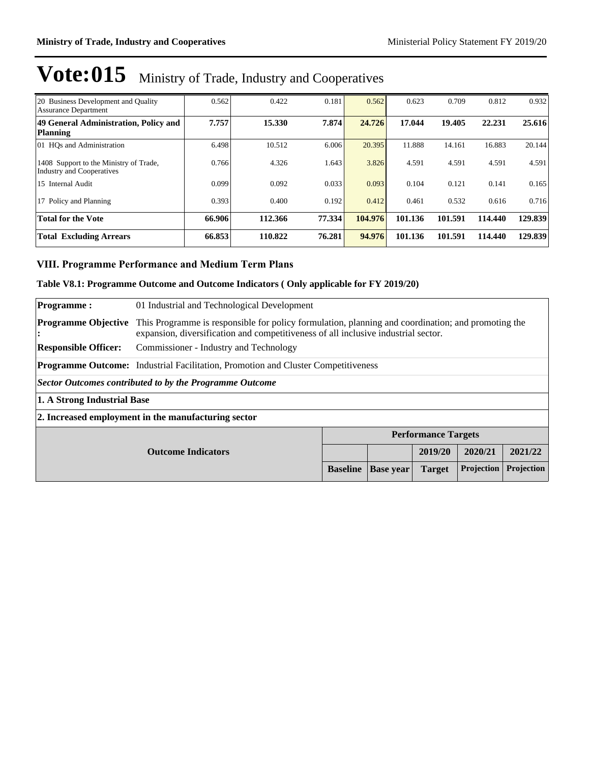# Vote:015 Ministry of Trade, Industry and Cooperatives

| | | | | | | | | |
|---|---|---|---|---|---|---|---|---|
| 20 Business Development and Quality Assurance Department | 0.562 | 0.422 | 0.181 | 0.562 | 0.623 | 0.709 | 0.812 | 0.932 |
| **49 General Administration, Policy and Planning** | **7.757** | **15.330** | **7.874** | **24.726** | **17.044** | **19.405** | **22.231** | **25.616** |
| 01 HQs and Administration | 6.498 | 10.512 | 6.006 | 20.395 | 11.888 | 14.161 | 16.883 | 20.144 |
| 1408 Support to the Ministry of Trade, Industry and Cooperatives | 0.766 | 4.326 | 1.643 | 3.826 | 4.591 | 4.591 | 4.591 | 4.591 |
| 15 Internal Audit | 0.099 | 0.092 | 0.033 | 0.093 | 0.104 | 0.121 | 0.141 | 0.165 |
| 17 Policy and Planning | 0.393 | 0.400 | 0.192 | 0.412 | 0.461 | 0.532 | 0.616 | 0.716 |
| **Total for the Vote** | **66.906** | **112.366** | **77.334** | **104.976** | **101.136** | **101.591** | **114.440** | **129.839** |
| **Total Excluding Arrears** | **66.853** | **110.822** | **76.281** | **94.976** | **101.136** | **101.591** | **114.440** | **129.839** |

## VIII. Programme Performance and Medium Term Plans

### Table V8.1: Programme Outcome and Outcome Indicators ( Only applicable for FY 2019/20)

**Programme :** 01 Industrial and Technological Development

**Programme Objective :** This Programme is responsible for policy formulation, planning and coordination; and promoting the expansion, diversification and competitiveness of all inclusive industrial sector.

**Responsible Officer:** Commissioner - Industry and Technology

**Programme Outcome:** Industrial Facilitation, Promotion and Cluster Competitiveness

***Sector Outcomes contributed to by the Programme Outcome***

**1. A Strong Industrial Base**

**2. Increased employment in the manufacturing sector**

| Outcome Indicators | Performance Targets | | | | |
|---|---|---|---|---|---|
| | | | 2019/20 | 2020/21 | 2021/22 |
| | Baseline | Base year | Target | Projection | Projection |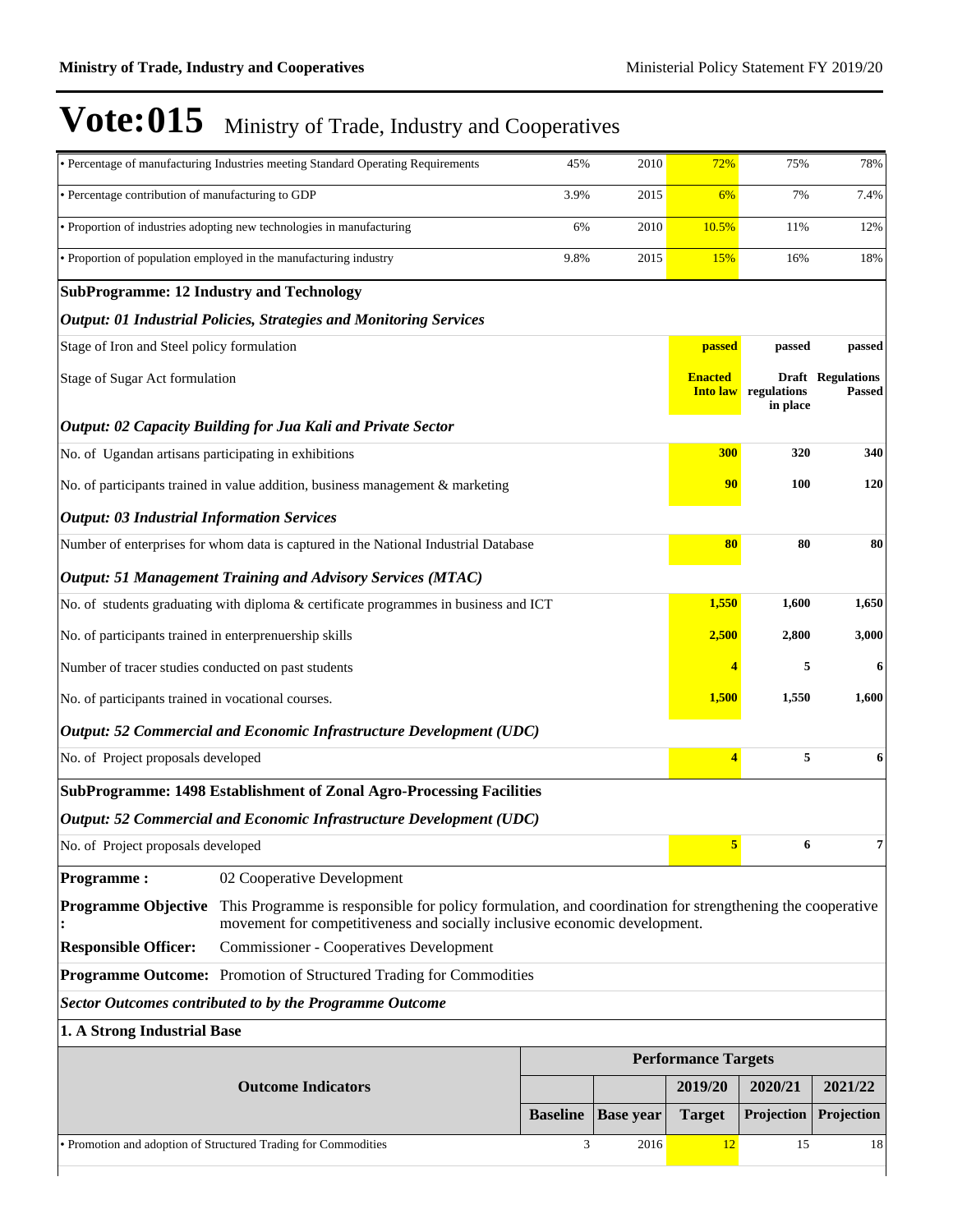# Vote:015 Ministry of Trade, Industry and Cooperatives

| | | | | | |
|---|---|---|---|---|---|
| • Percentage of manufacturing Industries meeting Standard Operating Requirements | 45% | 2010 | 72% | 75% | 78% |
| • Percentage contribution of manufacturing to GDP | 3.9% | 2015 | 6% | 7% | 7.4% |
| • Proportion of industries adopting new technologies in manufacturing | 6% | 2010 | 10.5% | 11% | 12% |
| • Proportion of population employed in the manufacturing industry | 9.8% | 2015 | 15% | 16% | 18% |

**SubProgramme: 12 Industry and Technology**

***Output: 01 Industrial Policies, Strategies and Monitoring Services***

| | | | |
|---|---|---|---|
| Stage of Iron and Steel policy formulation | **passed** | **passed** | **passed** |
| Stage of Sugar Act formulation | **Enacted Into law** | **Draft regulations in place** | **Regulations Passed** |

***Output: 02 Capacity Building for Jua Kali and Private Sector***

| | | | |
|---|---|---|---|
| No. of Ugandan artisans participating in exhibitions | **300** | **320** | **340** |
| No. of participants trained in value addition, business management & marketing | **90** | **100** | **120** |

***Output: 03 Industrial Information Services***

| | | | |
|---|---|---|---|
| Number of enterprises for whom data is captured in the National Industrial Database | **80** | **80** | **80** |

***Output: 51 Management Training and Advisory Services (MTAC)***

| | | | |
|---|---|---|---|
| No. of students graduating with diploma & certificate programmes in business and ICT | **1,550** | **1,600** | **1,650** |
| No. of participants trained in enterprenuership skills | **2,500** | **2,800** | **3,000** |
| Number of tracer studies conducted on past students | **4** | **5** | **6** |
| No. of participants trained in vocational courses. | **1,500** | **1,550** | **1,600** |

***Output: 52 Commercial and Economic Infrastructure Development (UDC)***

| | | | |
|---|---|---|---|
| No. of Project proposals developed | **4** | **5** | **6** |

**SubProgramme: 1498 Establishment of Zonal Agro-Processing Facilities**

***Output: 52 Commercial and Economic Infrastructure Development (UDC)***

| | | | |
|---|---|---|---|
| No. of Project proposals developed | **5** | **6** | **7** |

**Programme :** 02 Cooperative Development

**Programme Objective :** This Programme is responsible for policy formulation, and coordination for strengthening the cooperative movement for competitiveness and socially inclusive economic development.

**Responsible Officer:** Commissioner - Cooperatives Development

**Programme Outcome:** Promotion of Structured Trading for Commodities

***Sector Outcomes contributed to by the Programme Outcome***

**1. A Strong Industrial Base**

| Outcome Indicators | Performance Targets | | | | |
|---|---|---|---|---|---|
| | | | 2019/20 | 2020/21 | 2021/22 |
| | Baseline | Base year | Target | Projection | Projection |
| • Promotion and adoption of Structured Trading for Commodities | 3 | 2016 | 12 | 15 | 18 |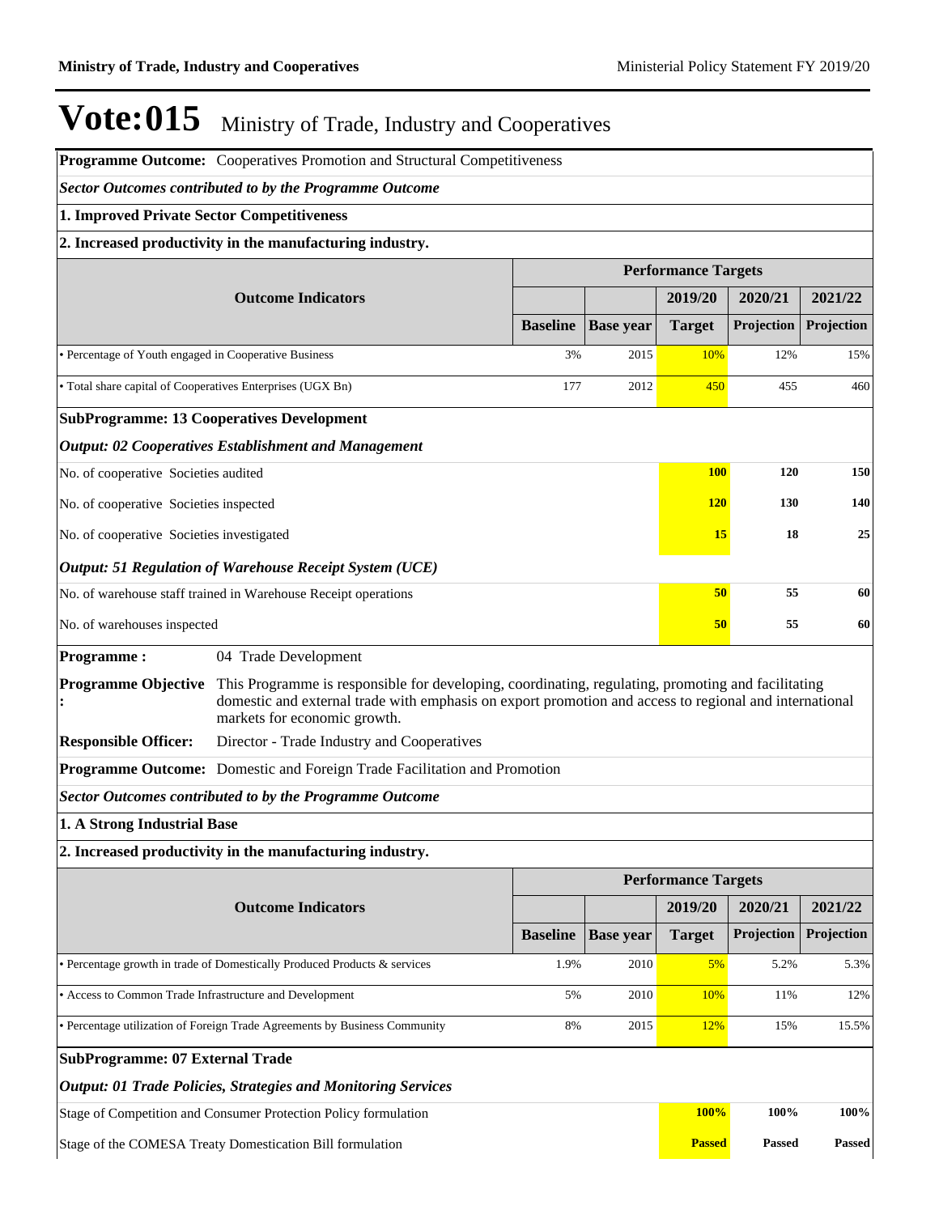# Vote:015 Ministry of Trade, Industry and Cooperatives

**Programme Outcome:** Cooperatives Promotion and Structural Competitiveness

***Sector Outcomes contributed to by the Programme Outcome***

**1. Improved Private Sector Competitiveness**

**2. Increased productivity in the manufacturing industry.**

| Outcome Indicators | Performance Targets | | | | |
|---|---|---|---|---|---|
| | | | 2019/20 | 2020/21 | 2021/22 |
| | Baseline | Base year | Target | Projection | Projection |
| • Percentage of Youth engaged in Cooperative Business | 3% | 2015 | 10% | 12% | 15% |
| • Total share capital of Cooperatives Enterprises (UGX Bn) | 177 | 2012 | 450 | 455 | 460 |

**SubProgramme: 13 Cooperatives Development**

***Output: 02 Cooperatives Establishment and Management***

| | 2019/20 | 2020/21 | 2021/22 |
|---|---|---|---|
| No. of cooperative Societies audited | **100** | **120** | **150** |
| No. of cooperative Societies inspected | **120** | **130** | **140** |
| No. of cooperative Societies investigated | **15** | **18** | **25** |

***Output: 51 Regulation of Warehouse Receipt System (UCE)***

| | 2019/20 | 2020/21 | 2021/22 |
|---|---|---|---|
| No. of warehouse staff trained in Warehouse Receipt operations | **50** | **55** | **60** |
| No. of warehouses inspected | **50** | **55** | **60** |

**Programme :** 04 Trade Development

**Programme Objective :** This Programme is responsible for developing, coordinating, regulating, promoting and facilitating domestic and external trade with emphasis on export promotion and access to regional and international markets for economic growth.

**Responsible Officer:** Director - Trade Industry and Cooperatives

**Programme Outcome:** Domestic and Foreign Trade Facilitation and Promotion

***Sector Outcomes contributed to by the Programme Outcome***

**1. A Strong Industrial Base**

**2. Increased productivity in the manufacturing industry.**

| Outcome Indicators | Performance Targets | | | | |
|---|---|---|---|---|---|
| | | | 2019/20 | 2020/21 | 2021/22 |
| | Baseline | Base year | Target | Projection | Projection |
| • Percentage growth in trade of Domestically Produced Products & services | 1.9% | 2010 | 5% | 5.2% | 5.3% |
| • Access to Common Trade Infrastructure and Development | 5% | 2010 | 10% | 11% | 12% |
| • Percentage utilization of Foreign Trade Agreements by Business Community | 8% | 2015 | 12% | 15% | 15.5% |

**SubProgramme: 07 External Trade**

***Output: 01 Trade Policies, Strategies and Monitoring Services***

| | 2019/20 | 2020/21 | 2021/22 |
|---|---|---|---|
| Stage of Competition and Consumer Protection Policy formulation | **100%** | **100%** | **100%** |
| Stage of the COMESA Treaty Domestication Bill formulation | **Passed** | **Passed** | **Passed** |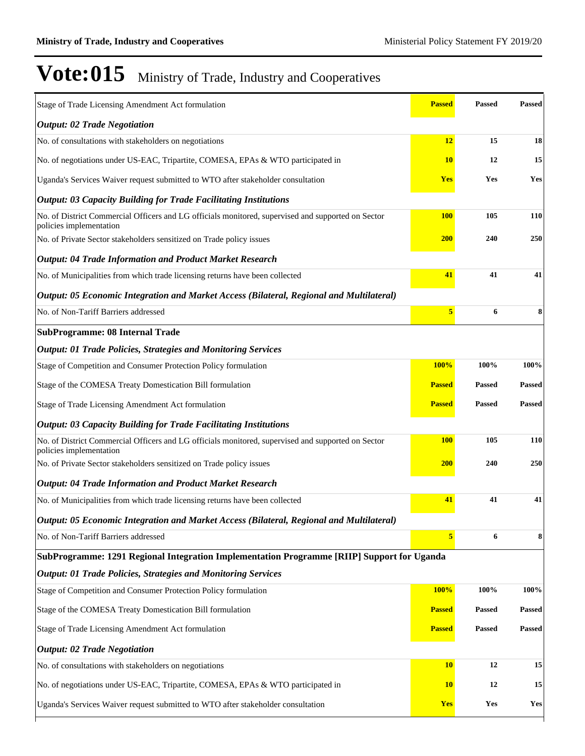# Vote:015 Ministry of Trade, Industry and Cooperatives

| | | | |
|---|---|---|---|
| Stage of Trade Licensing Amendment Act formulation | **Passed** | **Passed** | **Passed** |
| ***Output: 02 Trade Negotiation*** | | | |
| No. of consultations with stakeholders on negotiations | **12** | **15** | **18** |
| No. of negotiations under US-EAC, Tripartite, COMESA, EPAs & WTO participated in | **10** | **12** | **15** |
| Uganda's Services Waiver request submitted to WTO after stakeholder consultation | **Yes** | **Yes** | **Yes** |
| ***Output: 03 Capacity Building for Trade Facilitating Institutions*** | | | |
| No. of District Commercial Officers and LG officials monitored, supervised and supported on Sector policies implementation | **100** | **105** | **110** |
| No. of Private Sector stakeholders sensitized on Trade policy issues | **200** | **240** | **250** |
| ***Output: 04 Trade Information and Product Market Research*** | | | |
| No. of Municipalities from which trade licensing returns have been collected | **41** | **41** | **41** |
| ***Output: 05 Economic Integration and Market Access (Bilateral, Regional and Multilateral)*** | | | |
| No. of Non-Tariff Barriers addressed | **5** | **6** | **8** |
| **SubProgramme: 08 Internal Trade** | | | |
| ***Output: 01 Trade Policies, Strategies and Monitoring Services*** | | | |
| Stage of Competition and Consumer Protection Policy formulation | **100%** | **100%** | **100%** |
| Stage of the COMESA Treaty Domestication Bill formulation | **Passed** | **Passed** | **Passed** |
| Stage of Trade Licensing Amendment Act formulation | **Passed** | **Passed** | **Passed** |
| ***Output: 03 Capacity Building for Trade Facilitating Institutions*** | | | |
| No. of District Commercial Officers and LG officials monitored, supervised and supported on Sector policies implementation | **100** | **105** | **110** |
| No. of Private Sector stakeholders sensitized on Trade policy issues | **200** | **240** | **250** |
| ***Output: 04 Trade Information and Product Market Research*** | | | |
| No. of Municipalities from which trade licensing returns have been collected | **41** | **41** | **41** |
| ***Output: 05 Economic Integration and Market Access (Bilateral, Regional and Multilateral)*** | | | |
| No. of Non-Tariff Barriers addressed | **5** | **6** | **8** |
| **SubProgramme: 1291 Regional Integration Implementation Programme [RIIP] Support for Uganda** | | | |
| ***Output: 01 Trade Policies, Strategies and Monitoring Services*** | | | |
| Stage of Competition and Consumer Protection Policy formulation | **100%** | **100%** | **100%** |
| Stage of the COMESA Treaty Domestication Bill formulation | **Passed** | **Passed** | **Passed** |
| Stage of Trade Licensing Amendment Act formulation | **Passed** | **Passed** | **Passed** |
| ***Output: 02 Trade Negotiation*** | | | |
| No. of consultations with stakeholders on negotiations | **10** | **12** | **15** |
| No. of negotiations under US-EAC, Tripartite, COMESA, EPAs & WTO participated in | **10** | **12** | **15** |
| Uganda's Services Waiver request submitted to WTO after stakeholder consultation | **Yes** | **Yes** | **Yes** |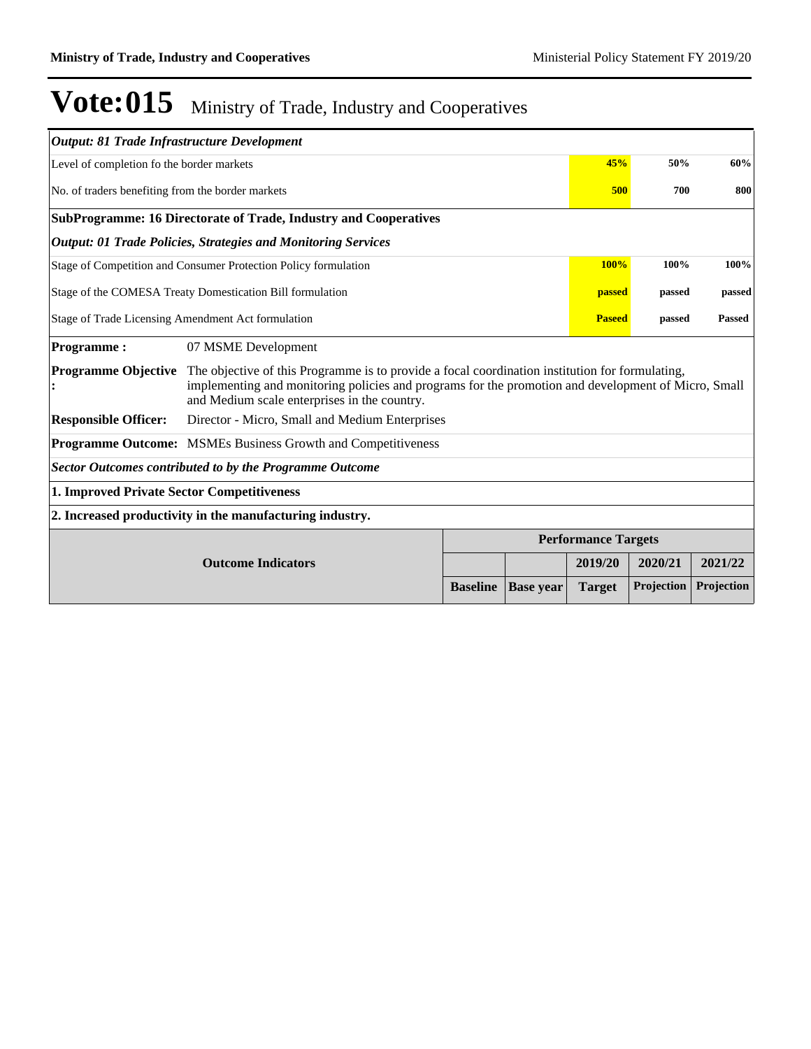# Vote:015 Ministry of Trade, Industry and Cooperatives

| | | | | |
|---|---|---|---|---|
| ***Output: 81 Trade Infrastructure Development*** | | | | |
| Level of completion fo the border markets | | 45% | 50% | 60% |
| No. of traders benefiting from the border markets | | 500 | 700 | 800 |
| **SubProgramme: 16 Directorate of Trade, Industry and Cooperatives** | | | | |
| ***Output: 01 Trade Policies, Strategies and Monitoring Services*** | | | | |
| Stage of Competition and Consumer Protection Policy formulation | | 100% | 100% | 100% |
| Stage of the COMESA Treaty Domestication Bill formulation | | passed | passed | passed |
| Stage of Trade Licensing Amendment Act formulation | | Paseed | passed | Passed |

**Programme :** 07 MSME Development

**Programme Objective :** The objective of this Programme is to provide a focal coordination institution for formulating, implementing and monitoring policies and programs for the promotion and development of Micro, Small and Medium scale enterprises in the country.

**Responsible Officer:** Director - Micro, Small and Medium Enterprises

**Programme Outcome:** MSMEs Business Growth and Competitiveness

***Sector Outcomes contributed to by the Programme Outcome***

**1. Improved Private Sector Competitiveness**

**2. Increased productivity in the manufacturing industry.**

| Outcome Indicators | Performance Targets | | | | |
|---|---|---|---|---|---|
| | | | 2019/20 | 2020/21 | 2021/22 |
| | Baseline | Base year | Target | Projection | Projection |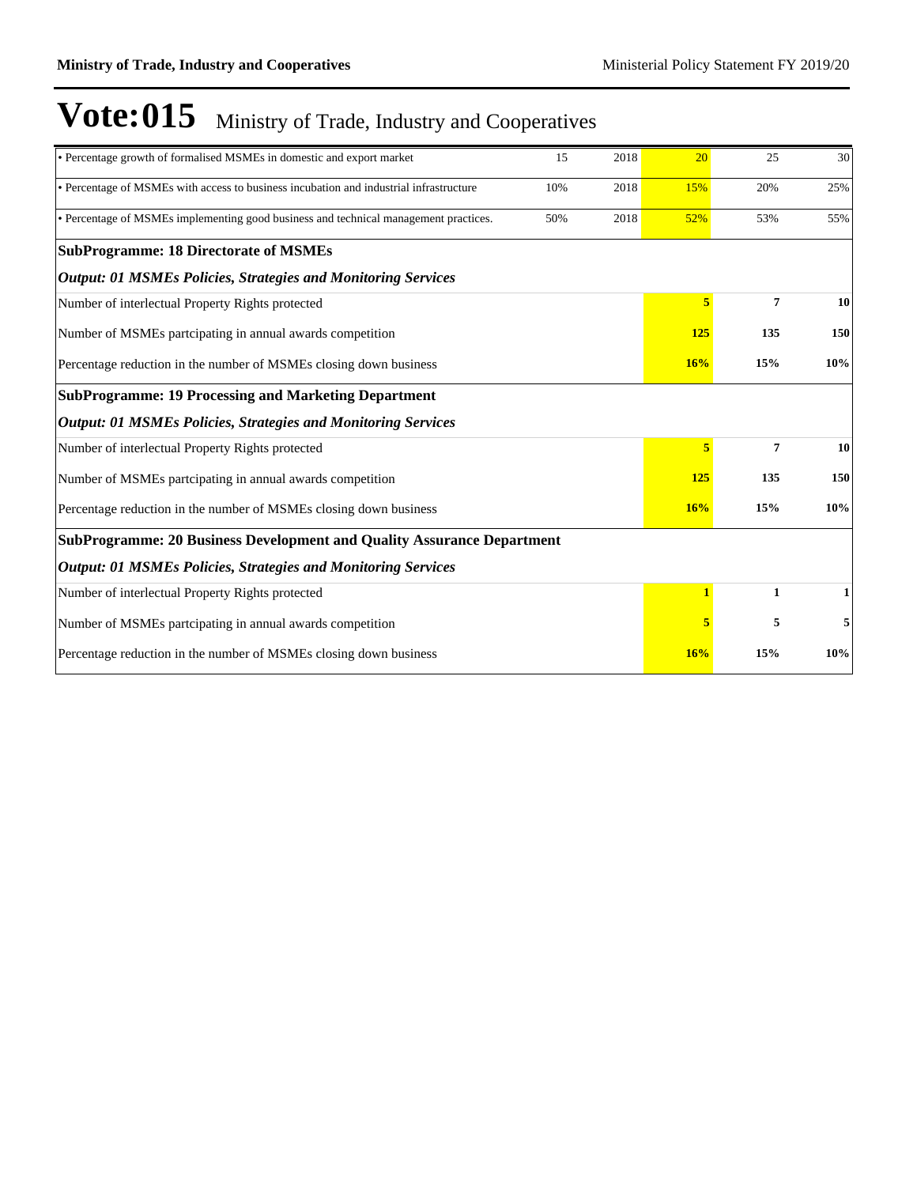# Vote:015 Ministry of Trade, Industry and Cooperatives

| | | | | | |
|---|---|---|---|---|---|
| • Percentage growth of formalised MSMEs in domestic and export market | 15 | 2018 | 20 | 25 | 30 |
| • Percentage of MSMEs with access to business incubation and industrial infrastructure | 10% | 2018 | 15% | 20% | 25% |
| • Percentage of MSMEs implementing good business and technical management practices. | 50% | 2018 | 52% | 53% | 55% |
| **SubProgramme: 18 Directorate of MSMEs** | | | | | |
| ***Output: 01 MSMEs Policies, Strategies and Monitoring Services*** | | | | | |
| Number of interlectual Property Rights protected | | | **5** | **7** | **10** |
| Number of MSMEs partcipating in annual awards competition | | | **125** | **135** | **150** |
| Percentage reduction in the number of MSMEs closing down business | | | **16%** | **15%** | **10%** |
| **SubProgramme: 19 Processing and Marketing Department** | | | | | |
| ***Output: 01 MSMEs Policies, Strategies and Monitoring Services*** | | | | | |
| Number of interlectual Property Rights protected | | | **5** | **7** | **10** |
| Number of MSMEs partcipating in annual awards competition | | | **125** | **135** | **150** |
| Percentage reduction in the number of MSMEs closing down business | | | **16%** | **15%** | **10%** |
| **SubProgramme: 20 Business Development and Quality Assurance Department** | | | | | |
| ***Output: 01 MSMEs Policies, Strategies and Monitoring Services*** | | | | | |
| Number of interlectual Property Rights protected | | | **1** | **1** | **1** |
| Number of MSMEs partcipating in annual awards competition | | | **5** | **5** | **5** |
| Percentage reduction in the number of MSMEs closing down business | | | **16%** | **15%** | **10%** |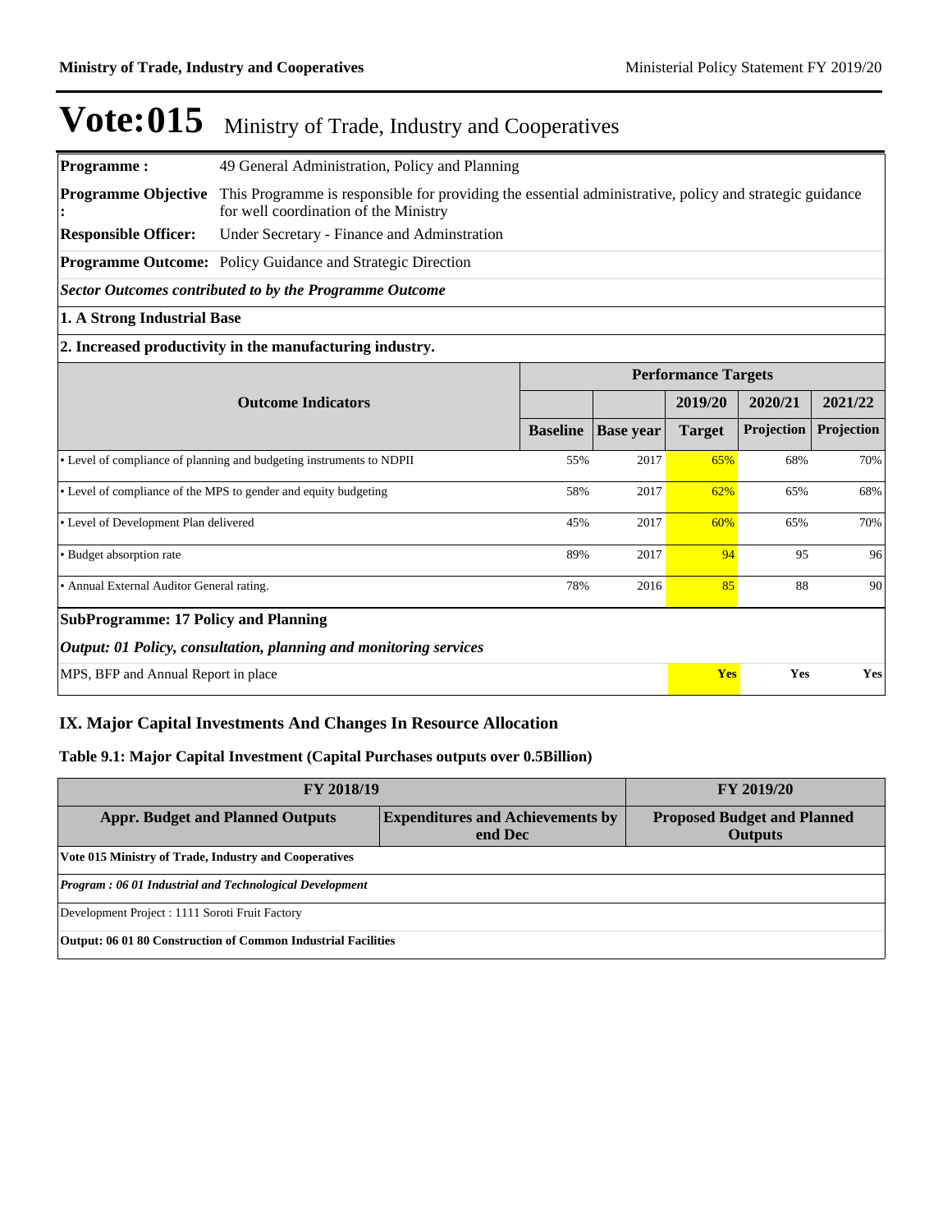# Vote:015 Ministry of Trade, Industry and Cooperatives

**Programme :** 49 General Administration, Policy and Planning

**Programme Objective :** This Programme is responsible for providing the essential administrative, policy and strategic guidance for well coordination of the Ministry

**Responsible Officer:** Under Secretary - Finance and Adminstration

**Programme Outcome:** Policy Guidance and Strategic Direction

***Sector Outcomes contributed to by the Programme Outcome***

**1. A Strong Industrial Base**

**2. Increased productivity in the manufacturing industry.**

| Outcome Indicators | Performance Targets | | | | |
|---|---|---|---|---|---|
| | | | 2019/20 | 2020/21 | 2021/22 |
| | Baseline | Base year | Target | Projection | Projection |
| • Level of compliance of planning and budgeting instruments to NDPII | 55% | 2017 | 65% | 68% | 70% |
| • Level of compliance of the MPS to gender and equity budgeting | 58% | 2017 | 62% | 65% | 68% |
| • Level of Development Plan delivered | 45% | 2017 | 60% | 65% | 70% |
| • Budget absorption rate | 89% | 2017 | 94 | 95 | 96 |
| • Annual External Auditor General rating. | 78% | 2016 | 85 | 88 | 90 |
| **SubProgramme: 17 Policy and Planning** | | | | | |
| ***Output: 01 Policy, consultation, planning and monitoring services*** | | | | | |
| MPS, BFP and Annual Report in place | | | **Yes** | **Yes** | **Yes** |

## IX. Major Capital Investments And Changes In Resource Allocation

### Table 9.1: Major Capital Investment (Capital Purchases outputs over 0.5Billion)

| FY 2018/19 | | FY 2019/20 |
|---|---|---|
| **Appr. Budget and Planned Outputs** | **Expenditures and Achievements by end Dec** | **Proposed Budget and Planned Outputs** |
| **Vote 015 Ministry of Trade, Industry and Cooperatives** | | |
| ***Program : 06 01 Industrial and Technological Development*** | | |
| Development Project : 1111 Soroti Fruit Factory | | |
| **Output: 06 01 80 Construction of Common Industrial Facilities** | | |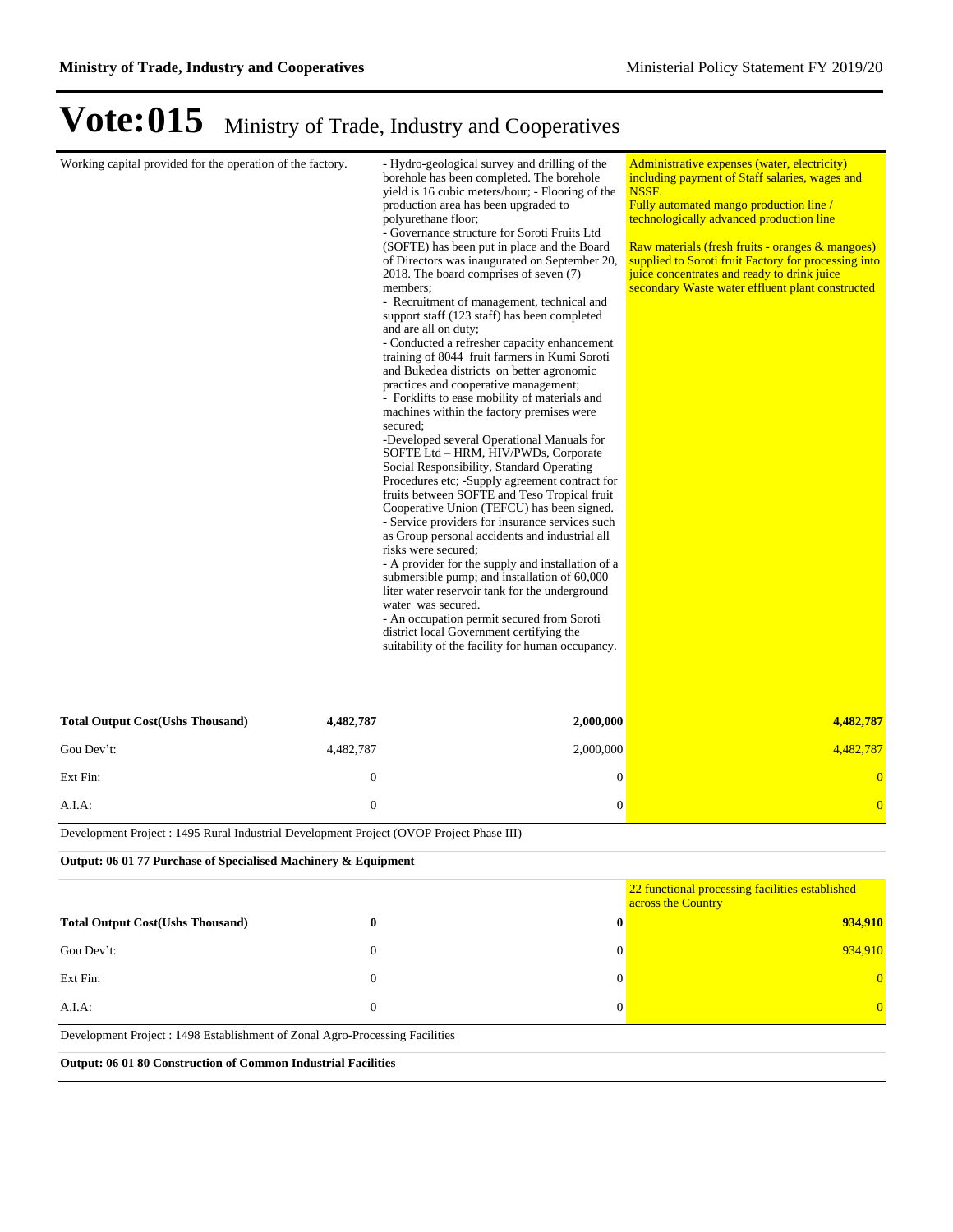# Vote:015 Ministry of Trade, Industry and Cooperatives

| | | | |
|---|---|---|---|
| Working capital provided for the operation of the factory. | | - Hydro-geological survey and drilling of the borehole has been completed. The borehole yield is 16 cubic meters/hour; - Flooring of the production area has been upgraded to polyurethane floor;<br>- Governance structure for Soroti Fruits Ltd (SOFTE) has been put in place and the Board of Directors was inaugurated on September 20, 2018. The board comprises of seven (7) members;<br>- Recruitment of management, technical and support staff (123 staff) has been completed and are all on duty;<br>- Conducted a refresher capacity enhancement training of 8044 fruit farmers in Kumi Soroti and Bukedea districts on better agronomic practices and cooperative management;<br>- Forklifts to ease mobility of materials and machines within the factory premises were secured;<br>-Developed several Operational Manuals for SOFTE Ltd – HRM, HIV/PWDs, Corporate Social Responsibility, Standard Operating Procedures etc; -Supply agreement contract for fruits between SOFTE and Teso Tropical fruit Cooperative Union (TEFCU) has been signed.<br>- Service providers for insurance services such as Group personal accidents and industrial all risks were secured;<br>- A provider for the supply and installation of a submersible pump; and installation of 60,000 liter water reservoir tank for the underground water was secured.<br>- An occupation permit secured from Soroti district local Government certifying the suitability of the facility for human occupancy. | Administrative expenses (water, electricity) including payment of Staff salaries, wages and NSSF.<br>Fully automated mango production line / technologically advanced production line<br><br>Raw materials (fresh fruits - oranges & mangoes) supplied to Soroti fruit Factory for processing into juice concentrates and ready to drink juice secondary Waste water effluent plant constructed |
| **Total Output Cost(Ushs Thousand)** | **4,482,787** | **2,000,000** | **4,482,787** |
| Gou Dev't: | 4,482,787 | 2,000,000 | 4,482,787 |
| Ext Fin: | 0 | 0 | 0 |
| A.I.A: | 0 | 0 | 0 |
| Development Project : 1495 Rural Industrial Development Project (OVOP Project Phase III) | | | |
| **Output: 06 01 77 Purchase of Specialised Machinery & Equipment** | | | |
| | | | 22 functional processing facilities established across the Country |
| **Total Output Cost(Ushs Thousand)** | **0** | **0** | **934,910** |
| Gou Dev't: | 0 | 0 | 934,910 |
| Ext Fin: | 0 | 0 | 0 |
| A.I.A: | 0 | 0 | 0 |
| Development Project : 1498 Establishment of Zonal Agro-Processing Facilities | | | |
| **Output: 06 01 80 Construction of Common Industrial Facilities** | | | |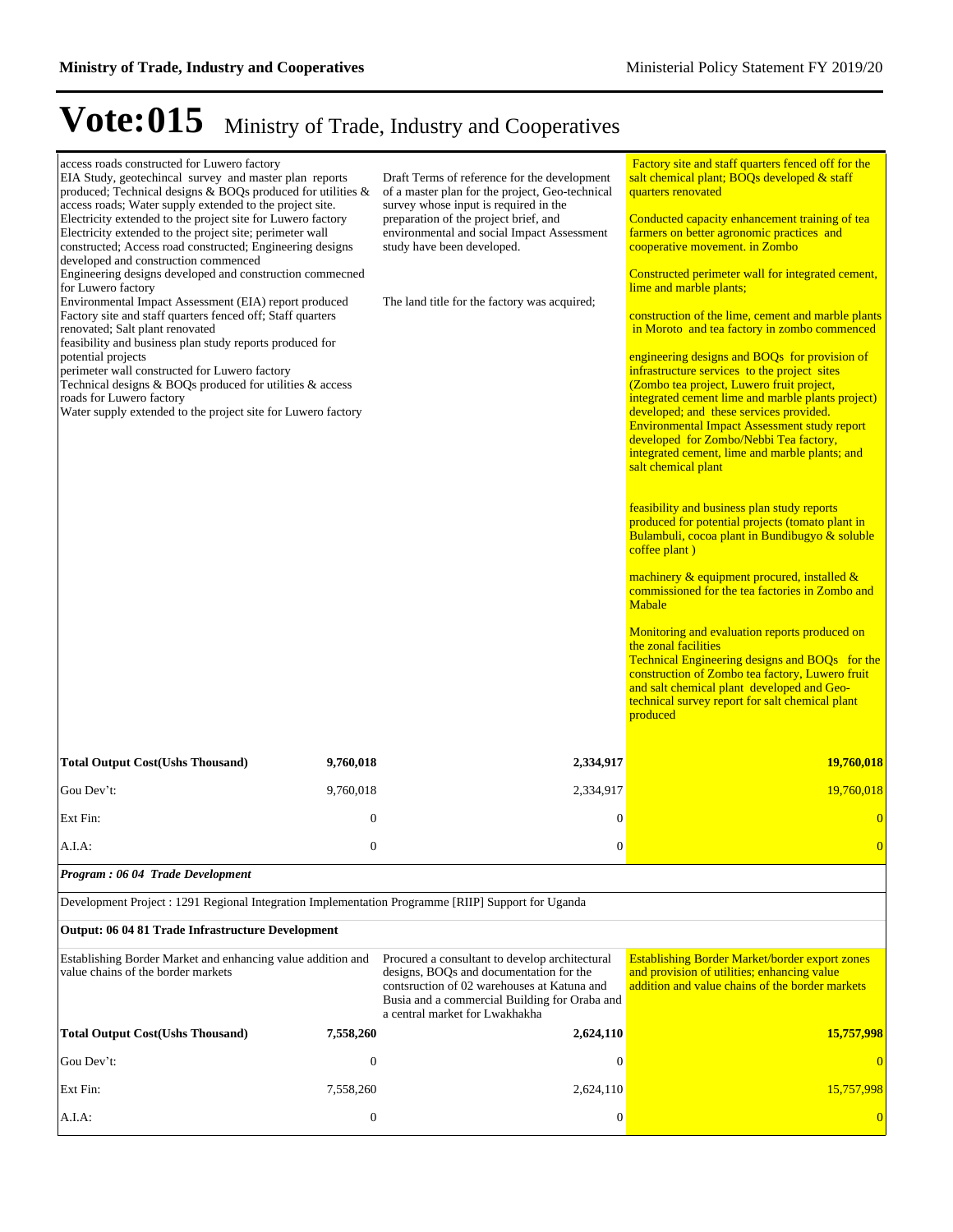# Vote:015 Ministry of Trade, Industry and Cooperatives

| | | | |
|---|---|---|---|
| access roads constructed for Luwero factory<br>EIA Study, geotechincal survey and master plan reports produced; Technical designs & BOQs produced for utilities & access roads; Water supply extended to the project site.<br>Electricity extended to the project site for Luwero factory<br>Electricity extended to the project site; perimeter wall constructed; Access road constructed; Engineering designs developed and construction commenced<br>Engineering designs developed and construction commecned for Luwero factory<br>Environmental Impact Assessment (EIA) report produced<br>Factory site and staff quarters fenced off; Staff quarters renovated; Salt plant renovated<br>feasibility and business plan study reports produced for potential projects<br>perimeter wall constructed for Luwero factory<br>Technical designs & BOQs produced for utilities & access roads for Luwero factory<br>Water supply extended to the project site for Luwero factory | | Draft Terms of reference for the development of a master plan for the project, Geo-technical survey whose input is required in the preparation of the project brief, and environmental and social Impact Assessment study have been developed.<br><br>The land title for the factory was acquired; | Factory site and staff quarters fenced off for the salt chemical plant; BOQs developed & staff quarters renovated<br><br>Conducted capacity enhancement training of tea farmers on better agronomic practices and cooperative movement. in Zombo<br><br>Constructed perimeter wall for integrated cement, lime and marble plants;<br><br>construction of the lime, cement and marble plants in Moroto and tea factory in zombo commenced<br><br>engineering designs and BOQs for provision of infrastructure services to the project sites (Zombo tea project, Luwero fruit project, integrated cement lime and marble plants project) developed; and these services provided.<br>Environmental Impact Assessment study report developed for Zombo/Nebbi Tea factory, integrated cement, lime and marble plants; and salt chemical plant<br><br>feasibility and business plan study reports produced for potential projects (tomato plant in Bulambuli, cocoa plant in Bundibugyo & soluble coffee plant )<br><br>machinery & equipment procured, installed & commissioned for the tea factories in Zombo and Mabale<br><br>Monitoring and evaluation reports produced on the zonal facilities<br>Technical Engineering designs and BOQs for the construction of Zombo tea factory, Luwero fruit and salt chemical plant developed and Geo-technical survey report for salt chemical plant produced |
| **Total Output Cost(Ushs Thousand)** | **9,760,018** | **2,334,917** | **19,760,018** |
| Gou Dev't: | 9,760,018 | 2,334,917 | 19,760,018 |
| Ext Fin: | 0 | 0 | 0 |
| A.I.A: | 0 | 0 | 0 |

***Program : 06 04 Trade Development***

Development Project : 1291 Regional Integration Implementation Programme [RIIP] Support for Uganda

**Output: 06 04 81 Trade Infrastructure Development**

| | | | |
|---|---|---|---|
| Establishing Border Market and enhancing value addition and value chains of the border markets | | Procured a consultant to develop architectural designs, BOQs and documentation for the contsruction of 02 warehouses at Katuna and Busia and a commercial Building for Oraba and a central market for Lwakhakha | Establishing Border Market/border export zones and provision of utilities; enhancing value addition and value chains of the border markets |
| **Total Output Cost(Ushs Thousand)** | **7,558,260** | **2,624,110** | **15,757,998** |
| Gou Dev't: | 0 | 0 | 0 |
| Ext Fin: | 7,558,260 | 2,624,110 | 15,757,998 |
| A.I.A: | 0 | 0 | 0 |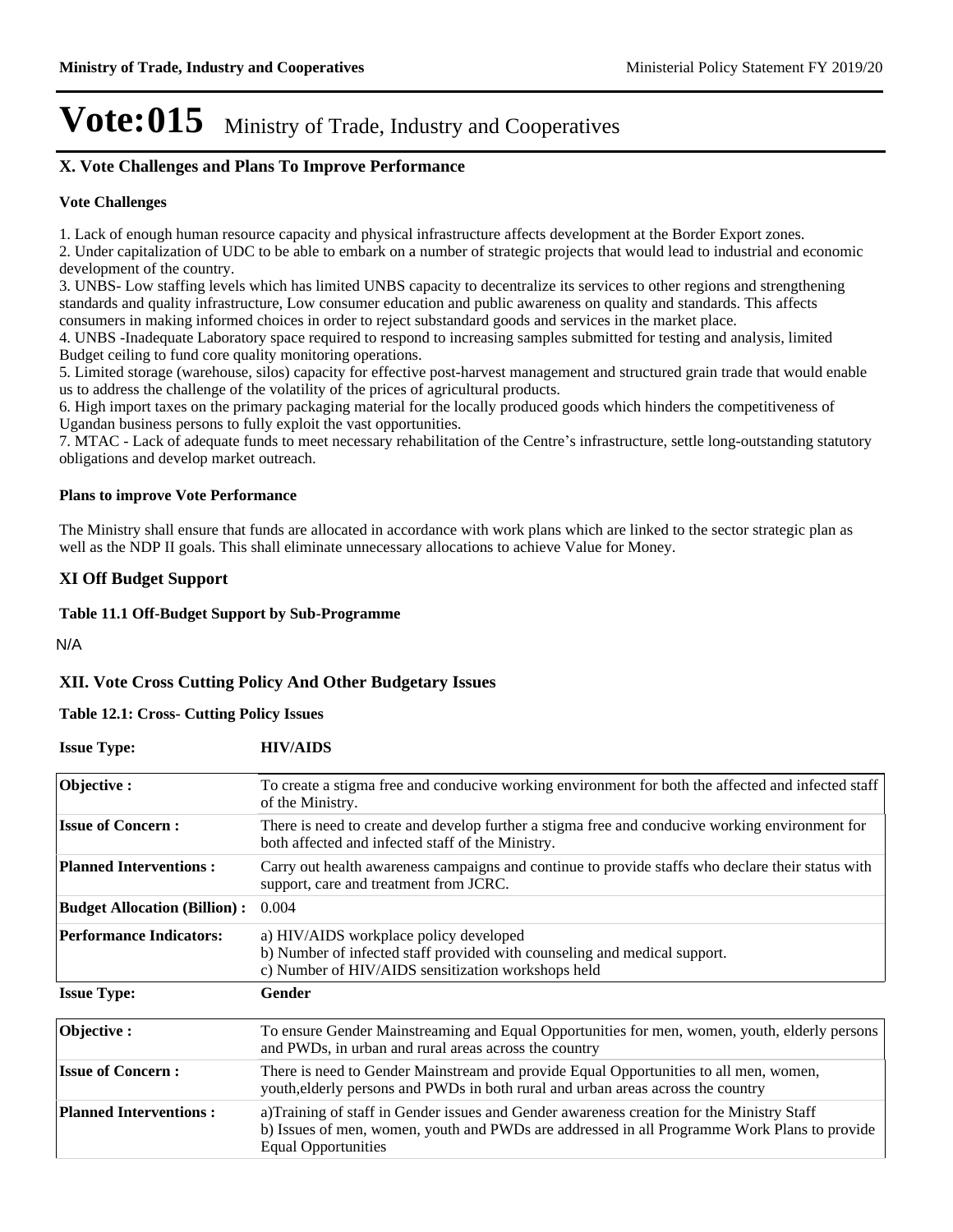# Vote:015 Ministry of Trade, Industry and Cooperatives

## X. Vote Challenges and Plans To Improve Performance

### Vote Challenges

1. Lack of enough human resource capacity and physical infrastructure affects development at the Border Export zones.
2. Under capitalization of UDC to be able to embark on a number of strategic projects that would lead to industrial and economic development of the country.
3. UNBS- Low staffing levels which has limited UNBS capacity to decentralize its services to other regions and strengthening standards and quality infrastructure, Low consumer education and public awareness on quality and standards. This affects consumers in making informed choices in order to reject substandard goods and services in the market place.
4. UNBS -Inadequate Laboratory space required to respond to increasing samples submitted for testing and analysis, limited Budget ceiling to fund core quality monitoring operations.
5. Limited storage (warehouse, silos) capacity for effective post-harvest management and structured grain trade that would enable us to address the challenge of the volatility of the prices of agricultural products.
6. High import taxes on the primary packaging material for the locally produced goods which hinders the competitiveness of Ugandan business persons to fully exploit the vast opportunities.
7. MTAC - Lack of adequate funds to meet necessary rehabilitation of the Centre's infrastructure, settle long-outstanding statutory obligations and develop market outreach.

### Plans to improve Vote Performance

The Ministry shall ensure that funds are allocated in accordance with work plans which are linked to the sector strategic plan as well as the NDP II goals. This shall eliminate unnecessary allocations to achieve Value for Money.

## XI Off Budget Support

**Table 11.1 Off-Budget Support by Sub-Programme**

N/A

## XII. Vote Cross Cutting Policy And Other Budgetary Issues

**Table 12.1: Cross- Cutting Policy Issues**

**Issue Type:** **HIV/AIDS**

| | |
|---|---|
| **Objective :** | To create a stigma free and conducive working environment for both the affected and infected staff of the Ministry. |
| **Issue of Concern :** | There is need to create and develop further a stigma free and conducive working environment for both affected and infected staff of the Ministry. |
| **Planned Interventions :** | Carry out health awareness campaigns and continue to provide staffs who declare their status with support, care and treatment from JCRC. |
| **Budget Allocation (Billion) :** | 0.004 |
| **Performance Indicators:** | a) HIV/AIDS workplace policy developed<br>b) Number of infected staff provided with counseling and medical support.<br>c) Number of HIV/AIDS sensitization workshops held |

**Issue Type:** **Gender**

| | |
|---|---|
| **Objective :** | To ensure Gender Mainstreaming and Equal Opportunities for men, women, youth, elderly persons and PWDs, in urban and rural areas across the country |
| **Issue of Concern :** | There is need to Gender Mainstream and provide Equal Opportunities to all men, women, youth,elderly persons and PWDs in both rural and urban areas across the country |
| **Planned Interventions :** | a)Training of staff in Gender issues and Gender awareness creation for the Ministry Staff<br>b) Issues of men, women, youth and PWDs are addressed in all Programme Work Plans to provide Equal Opportunities |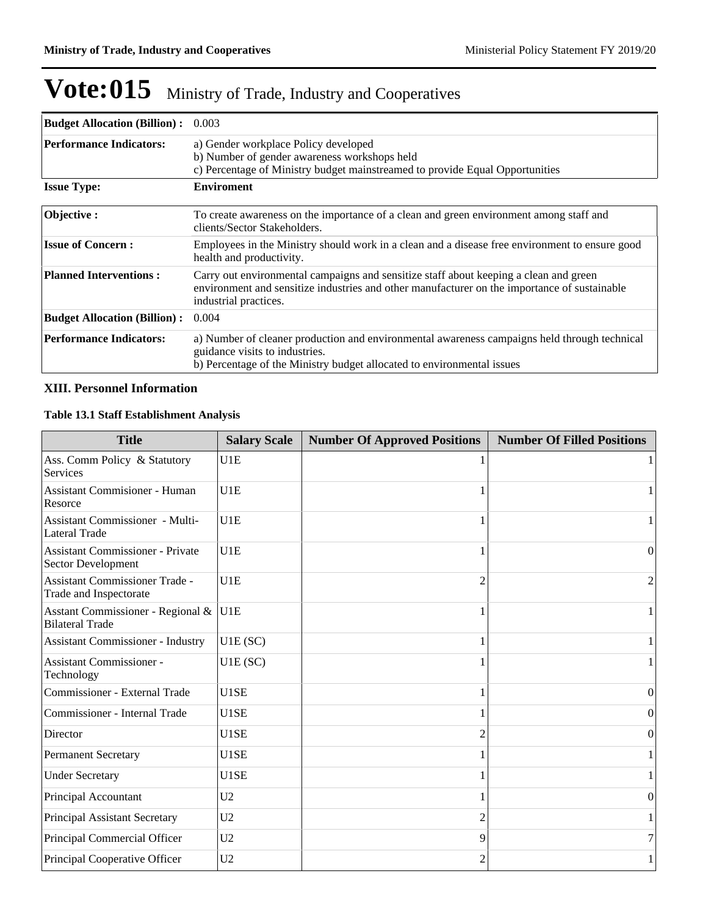# Vote:015 Ministry of Trade, Industry and Cooperatives

| | |
|---|---|
| **Budget Allocation (Billion) :** | 0.003 |
| **Performance Indicators:** | a) Gender workplace Policy developed<br>b) Number of gender awareness workshops held<br>c) Percentage of Ministry budget mainstreamed to provide Equal Opportunities |

| | |
|---|---|
| **Issue Type:** | **Enviroment** |
| **Objective :** | To create awareness on the importance of a clean and green environment among staff and clients/Sector Stakeholders. |
| **Issue of Concern :** | Employees in the Ministry should work in a clean and a disease free environment to ensure good health and productivity. |
| **Planned Interventions :** | Carry out environmental campaigns and sensitize staff about keeping a clean and green environment and sensitize industries and other manufacturer on the importance of sustainable industrial practices. |
| **Budget Allocation (Billion) :** | 0.004 |
| **Performance Indicators:** | a) Number of cleaner production and environmental awareness campaigns held through technical guidance visits to industries.<br>b) Percentage of the Ministry budget allocated to environmental issues |

### XIII. Personnel Information

**Table 13.1 Staff Establishment Analysis**

| Title | Salary Scale | Number Of Approved Positions | Number Of Filled Positions |
|---|---|---|---|
| Ass. Comm Policy & Statutory Services | U1E | 1 | 1 |
| Assistant Commisioner - Human Resorce | U1E | 1 | 1 |
| Assistant Commissioner - Multi-Lateral Trade | U1E | 1 | 1 |
| Assistant Commissioner - Private Sector Development | U1E | 1 | 0 |
| Assistant Commissioner Trade - Trade and Inspectorate | U1E | 2 | 2 |
| Asstant Commissioner - Regional & Bilateral Trade | U1E | 1 | 1 |
| Assistant Commissioner - Industry | U1E (SC) | 1 | 1 |
| Assistant Commissioner - Technology | U1E (SC) | 1 | 1 |
| Commissioner - External Trade | U1SE | 1 | 0 |
| Commissioner - Internal Trade | U1SE | 1 | 0 |
| Director | U1SE | 2 | 0 |
| Permanent Secretary | U1SE | 1 | 1 |
| Under Secretary | U1SE | 1 | 1 |
| Principal Accountant | U2 | 1 | 0 |
| Principal Assistant Secretary | U2 | 2 | 1 |
| Principal Commercial Officer | U2 | 9 | 7 |
| Principal Cooperative Officer | U2 | 2 | 1 |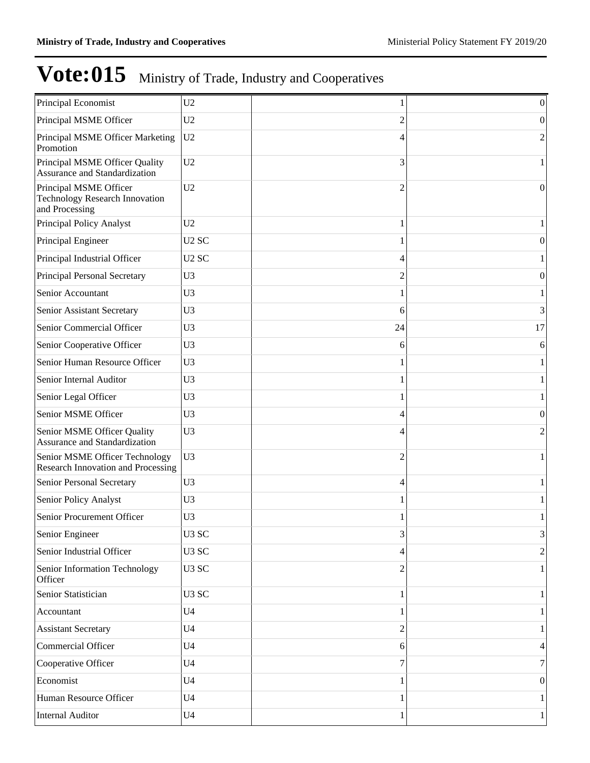# Vote:015 Ministry of Trade, Industry and Cooperatives

| | | | |
|---|---|---|---|
| Principal Economist | U2 | 1 | 0 |
| Principal MSME Officer | U2 | 2 | 0 |
| Principal MSME Officer Marketing Promotion | U2 | 4 | 2 |
| Principal MSME Officer Quality Assurance and Standardization | U2 | 3 | 1 |
| Principal MSME Officer Technology Research Innovation and Processing | U2 | 2 | 0 |
| Principal Policy Analyst | U2 | 1 | 1 |
| Principal Engineer | U2 SC | 1 | 0 |
| Principal Industrial Officer | U2 SC | 4 | 1 |
| Principal Personal Secretary | U3 | 2 | 0 |
| Senior Accountant | U3 | 1 | 1 |
| Senior Assistant Secretary | U3 | 6 | 3 |
| Senior Commercial Officer | U3 | 24 | 17 |
| Senior Cooperative Officer | U3 | 6 | 6 |
| Senior Human Resource Officer | U3 | 1 | 1 |
| Senior Internal Auditor | U3 | 1 | 1 |
| Senior Legal Officer | U3 | 1 | 1 |
| Senior MSME Officer | U3 | 4 | 0 |
| Senior MSME Officer Quality Assurance and Standardization | U3 | 4 | 2 |
| Senior MSME Officer Technology Research Innovation and Processing | U3 | 2 | 1 |
| Senior Personal Secretary | U3 | 4 | 1 |
| Senior Policy Analyst | U3 | 1 | 1 |
| Senior Procurement Officer | U3 | 1 | 1 |
| Senior Engineer | U3 SC | 3 | 3 |
| Senior Industrial Officer | U3 SC | 4 | 2 |
| Senior Information Technology Officer | U3 SC | 2 | 1 |
| Senior Statistician | U3 SC | 1 | 1 |
| Accountant | U4 | 1 | 1 |
| Assistant Secretary | U4 | 2 | 1 |
| Commercial Officer | U4 | 6 | 4 |
| Cooperative Officer | U4 | 7 | 7 |
| Economist | U4 | 1 | 0 |
| Human Resource Officer | U4 | 1 | 1 |
| Internal Auditor | U4 | 1 | 1 |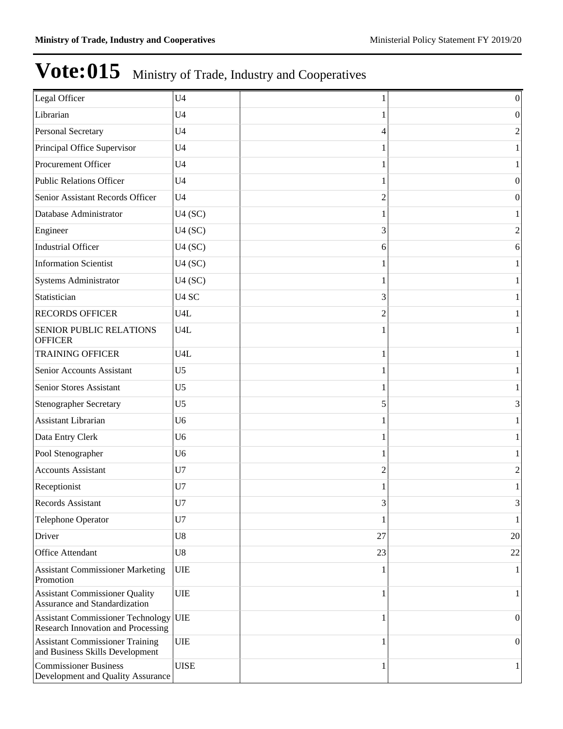# Vote:015 Ministry of Trade, Industry and Cooperatives

| | | | |
|---|---|---|---|
| Legal Officer | U4 | 1 | 0 |
| Librarian | U4 | 1 | 0 |
| Personal Secretary | U4 | 4 | 2 |
| Principal Office Supervisor | U4 | 1 | 1 |
| Procurement Officer | U4 | 1 | 1 |
| Public Relations Officer | U4 | 1 | 0 |
| Senior Assistant Records Officer | U4 | 2 | 0 |
| Database Administrator | U4 (SC) | 1 | 1 |
| Engineer | U4 (SC) | 3 | 2 |
| Industrial Officer | U4 (SC) | 6 | 6 |
| Information Scientist | U4 (SC) | 1 | 1 |
| Systems Administrator | U4 (SC) | 1 | 1 |
| Statistician | U4 SC | 3 | 1 |
| RECORDS OFFICER | U4L | 2 | 1 |
| SENIOR PUBLIC RELATIONS OFFICER | U4L | 1 | 1 |
| TRAINING OFFICER | U4L | 1 | 1 |
| Senior Accounts Assistant | U5 | 1 | 1 |
| Senior Stores Assistant | U5 | 1 | 1 |
| Stenographer Secretary | U5 | 5 | 3 |
| Assistant Librarian | U6 | 1 | 1 |
| Data Entry Clerk | U6 | 1 | 1 |
| Pool Stenographer | U6 | 1 | 1 |
| Accounts Assistant | U7 | 2 | 2 |
| Receptionist | U7 | 1 | 1 |
| Records Assistant | U7 | 3 | 3 |
| Telephone Operator | U7 | 1 | 1 |
| Driver | U8 | 27 | 20 |
| Office Attendant | U8 | 23 | 22 |
| Assistant Commissioner Marketing Promotion | UIE | 1 | 1 |
| Assistant Commissioner Quality Assurance and Standardization | UIE | 1 | 1 |
| Assistant Commissioner Technology Research Innovation and Processing | UIE | 1 | 0 |
| Assistant Commissioner Training and Business Skills Development | UIE | 1 | 0 |
| Commissioner Business Development and Quality Assurance | UISE | 1 | 1 |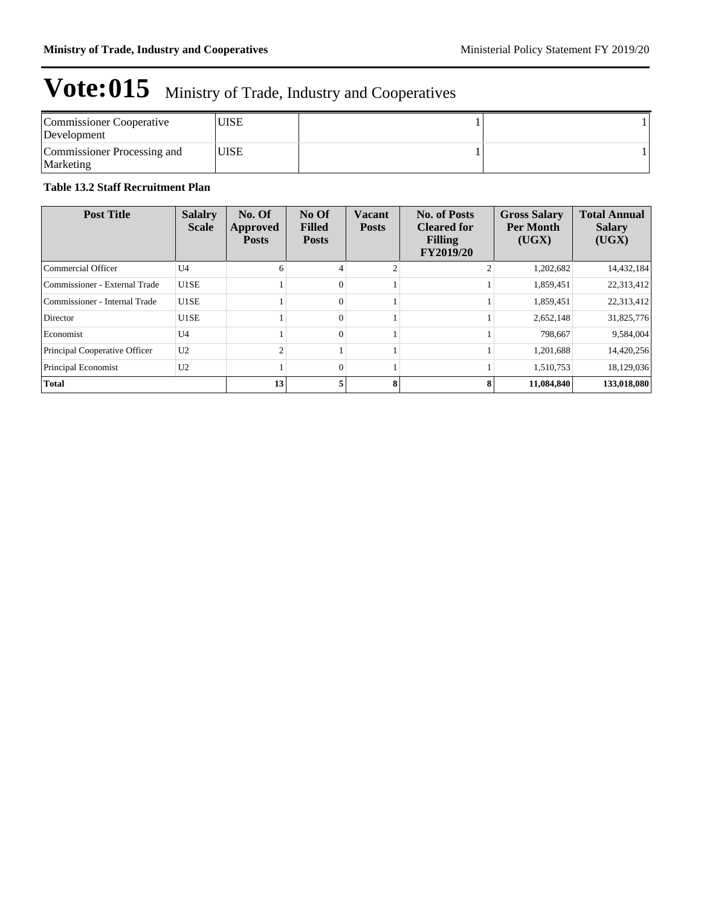# Vote:015 Ministry of Trade, Industry and Cooperatives

| | | | |
|---|---|---|---|
| Commissioner Cooperative Development | UISE | 1 | 1 |
| Commissioner Processing and Marketing | UISE | 1 | 1 |

**Table 13.2 Staff Recruitment Plan**

| Post Title | Salalry Scale | No. Of Approved Posts | No Of Filled Posts | Vacant Posts | No. of Posts Cleared for Filling FY2019/20 | Gross Salary Per Month (UGX) | Total Annual Salary (UGX) |
|---|---|---|---|---|---|---|---|
| Commercial Officer | U4 | 6 | 4 | 2 | 2 | 1,202,682 | 14,432,184 |
| Commissioner - External Trade | U1SE | 1 | 0 | 1 | 1 | 1,859,451 | 22,313,412 |
| Commissioner - Internal Trade | U1SE | 1 | 0 | 1 | 1 | 1,859,451 | 22,313,412 |
| Director | U1SE | 1 | 0 | 1 | 1 | 2,652,148 | 31,825,776 |
| Economist | U4 | 1 | 0 | 1 | 1 | 798,667 | 9,584,004 |
| Principal Cooperative Officer | U2 | 2 | 1 | 1 | 1 | 1,201,688 | 14,420,256 |
| Principal Economist | U2 | 1 | 0 | 1 | 1 | 1,510,753 | 18,129,036 |
| **Total** | | **13** | **5** | **8** | **8** | **11,084,840** | **133,018,080** |